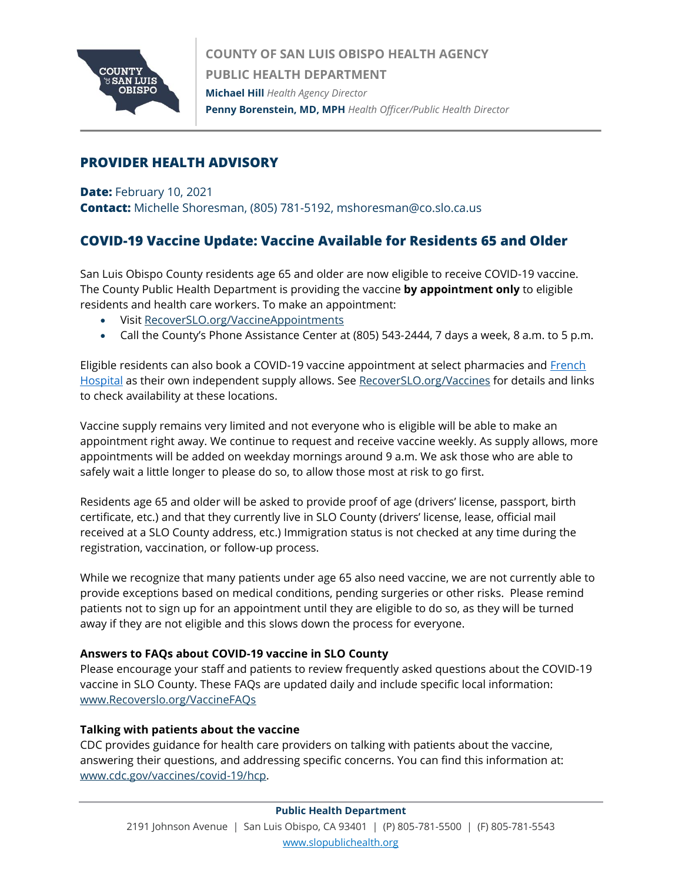**COUNTY OF SAN LUIS OBISPO HEALTH AGENCY**
**PUBLIC HEALTH DEPARTMENT**
**Michael Hill** *Health Agency Director*
**Penny Borenstein, MD, MPH** *Health Officer/Public Health Director*

## PROVIDER HEALTH ADVISORY

**Date:** February 10, 2021
**Contact:** Michelle Shoresman, (805) 781-5192, mshoresman@co.slo.ca.us

## COVID-19 Vaccine Update: Vaccine Available for Residents 65 and Older

San Luis Obispo County residents age 65 and older are now eligible to receive COVID-19 vaccine. The County Public Health Department is providing the vaccine **by appointment only** to eligible residents and health care workers. To make an appointment:

- Visit RecoverSLO.org/VaccineAppointments
- Call the County's Phone Assistance Center at (805) 543-2444, 7 days a week, 8 a.m. to 5 p.m.

Eligible residents can also book a COVID-19 vaccine appointment at select pharmacies and French Hospital as their own independent supply allows. See RecoverSLO.org/Vaccines for details and links to check availability at these locations.

Vaccine supply remains very limited and not everyone who is eligible will be able to make an appointment right away. We continue to request and receive vaccine weekly. As supply allows, more appointments will be added on weekday mornings around 9 a.m. We ask those who are able to safely wait a little longer to please do so, to allow those most at risk to go first.

Residents age 65 and older will be asked to provide proof of age (drivers' license, passport, birth certificate, etc.) and that they currently live in SLO County (drivers' license, lease, official mail received at a SLO County address, etc.) Immigration status is not checked at any time during the registration, vaccination, or follow-up process.

While we recognize that many patients under age 65 also need vaccine, we are not currently able to provide exceptions based on medical conditions, pending surgeries or other risks. Please remind patients not to sign up for an appointment until they are eligible to do so, as they will be turned away if they are not eligible and this slows down the process for everyone.

**Answers to FAQs about COVID-19 vaccine in SLO County**
Please encourage your staff and patients to review frequently asked questions about the COVID-19 vaccine in SLO County. These FAQs are updated daily and include specific local information: www.Recoverslo.org/VaccineFAQs

**Talking with patients about the vaccine**
CDC provides guidance for health care providers on talking with patients about the vaccine, answering their questions, and addressing specific concerns. You can find this information at: www.cdc.gov/vaccines/covid-19/hcp.

**Public Health Department**
2191 Johnson Avenue | San Luis Obispo, CA 93401 | (P) 805-781-5500 | (F) 805-781-5543
www.slopublichealth.org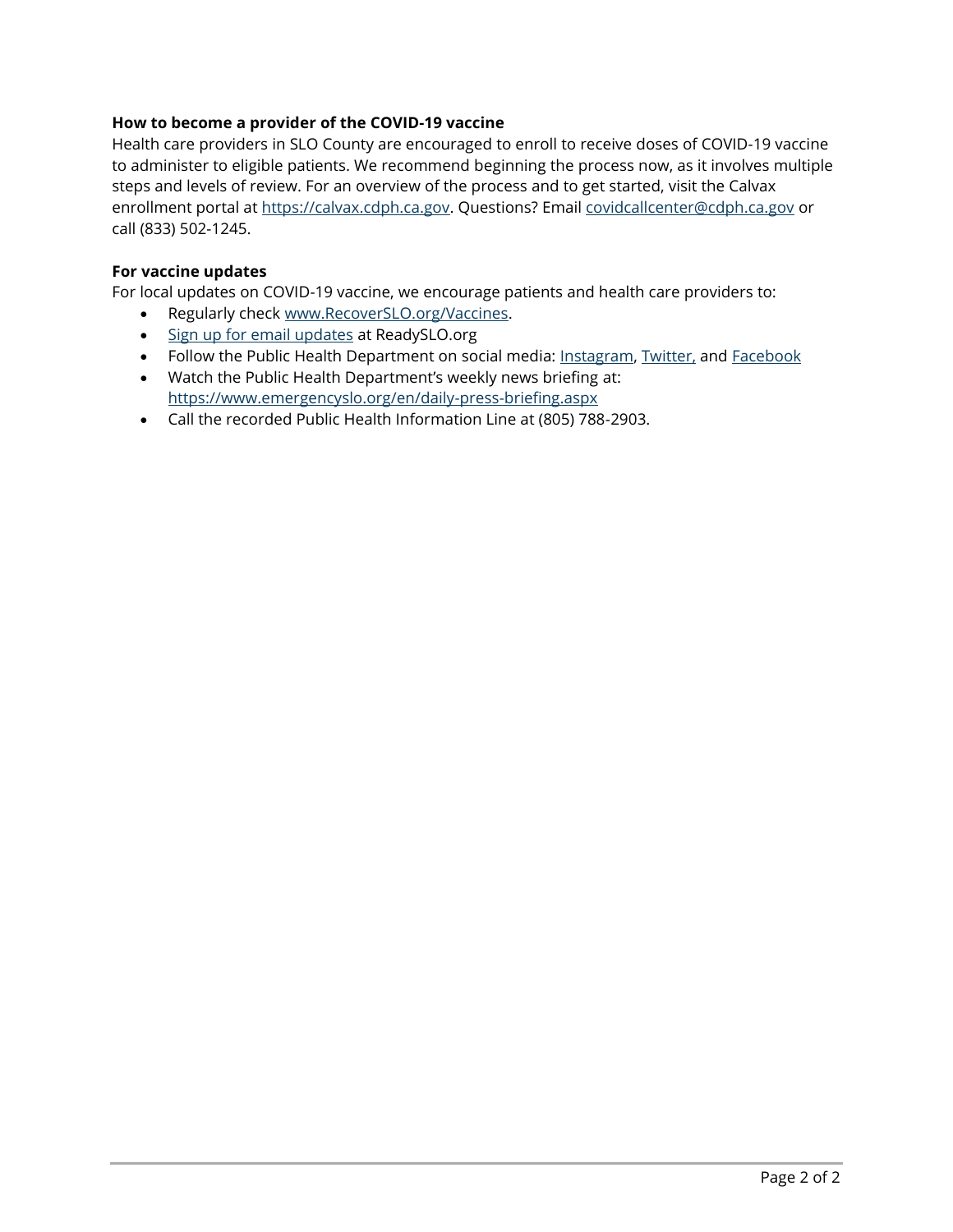**How to become a provider of the COVID-19 vaccine**

Health care providers in SLO County are encouraged to enroll to receive doses of COVID-19 vaccine to administer to eligible patients. We recommend beginning the process now, as it involves multiple steps and levels of review. For an overview of the process and to get started, visit the Calvax enrollment portal at https://calvax.cdph.ca.gov. Questions? Email covidcallcenter@cdph.ca.gov or call (833) 502-1245.

**For vaccine updates**

For local updates on COVID-19 vaccine, we encourage patients and health care providers to:

- Regularly check www.RecoverSLO.org/Vaccines.
- Sign up for email updates at ReadySLO.org
- Follow the Public Health Department on social media: Instagram, Twitter, and Facebook
- Watch the Public Health Department's weekly news briefing at: https://www.emergencyslo.org/en/daily-press-briefing.aspx
- Call the recorded Public Health Information Line at (805) 788-2903.